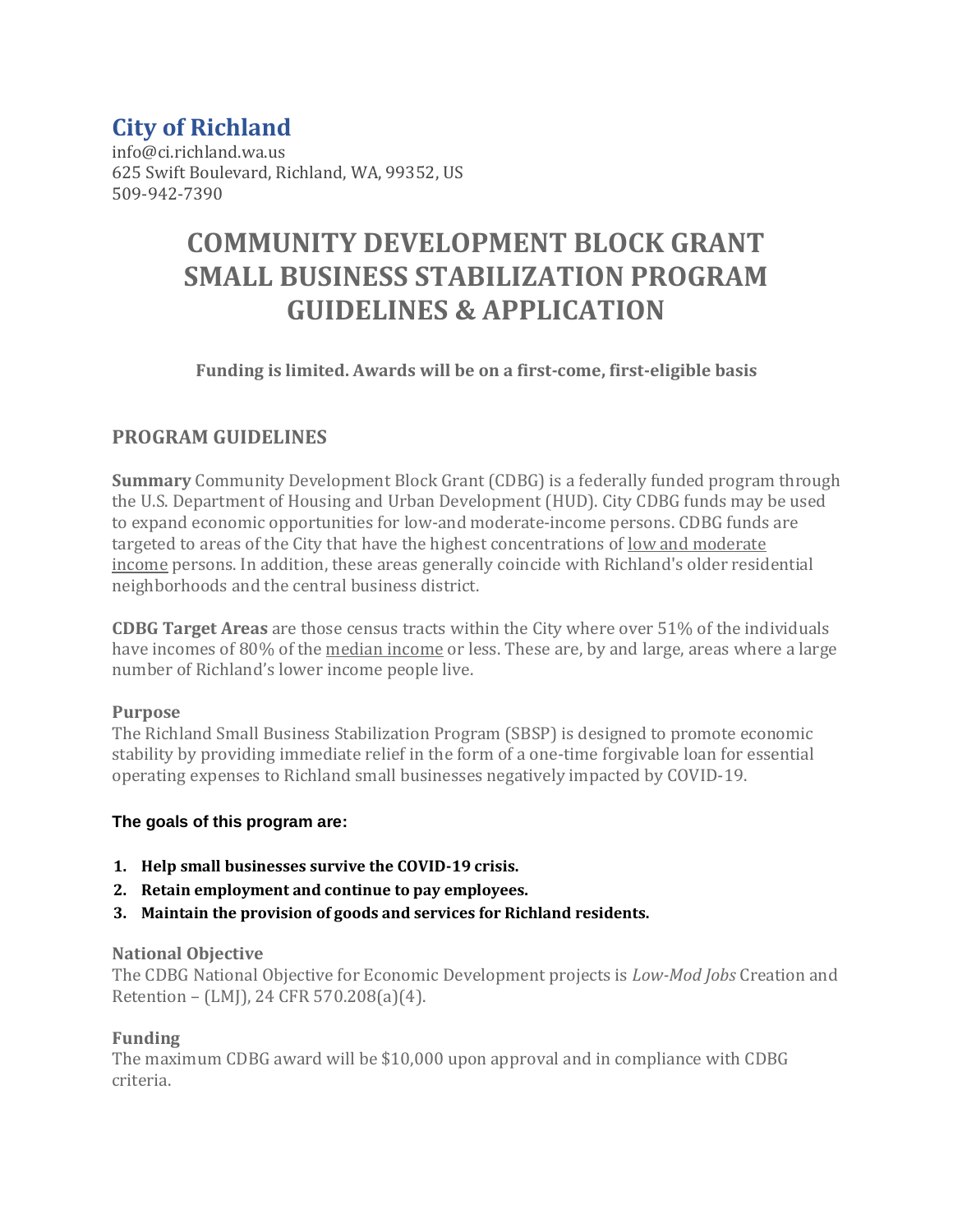## City of Richland

info@ci.richland.wa.us
625 Swift Boulevard, Richland, WA, 99352, US
509-942-7390

# COMMUNITY DEVELOPMENT BLOCK GRANT SMALL BUSINESS STABILIZATION PROGRAM GUIDELINES & APPLICATION

**Funding is limited. Awards will be on a first-come, first-eligible basis**

## PROGRAM GUIDELINES

**Summary** Community Development Block Grant (CDBG) is a federally funded program through the U.S. Department of Housing and Urban Development (HUD). City CDBG funds may be used to expand economic opportunities for low-and moderate-income persons. CDBG funds are targeted to areas of the City that have the highest concentrations of low and moderate income persons. In addition, these areas generally coincide with Richland's older residential neighborhoods and the central business district.

**CDBG Target Areas** are those census tracts within the City where over 51% of the individuals have incomes of 80% of the median income or less. These are, by and large, areas where a large number of Richland's lower income people live.

### Purpose

The Richland Small Business Stabilization Program (SBSP) is designed to promote economic stability by providing immediate relief in the form of a one-time forgivable loan for essential operating expenses to Richland small businesses negatively impacted by COVID-19.

**The goals of this program are:**

1. **Help small businesses survive the COVID-19 crisis.**
2. **Retain employment and continue to pay employees.**
3. **Maintain the provision of goods and services for Richland residents.**

### National Objective

The CDBG National Objective for Economic Development projects is *Low-Mod Jobs* Creation and Retention – (LMJ), 24 CFR 570.208(a)(4).

### Funding

The maximum CDBG award will be $10,000 upon approval and in compliance with CDBG criteria.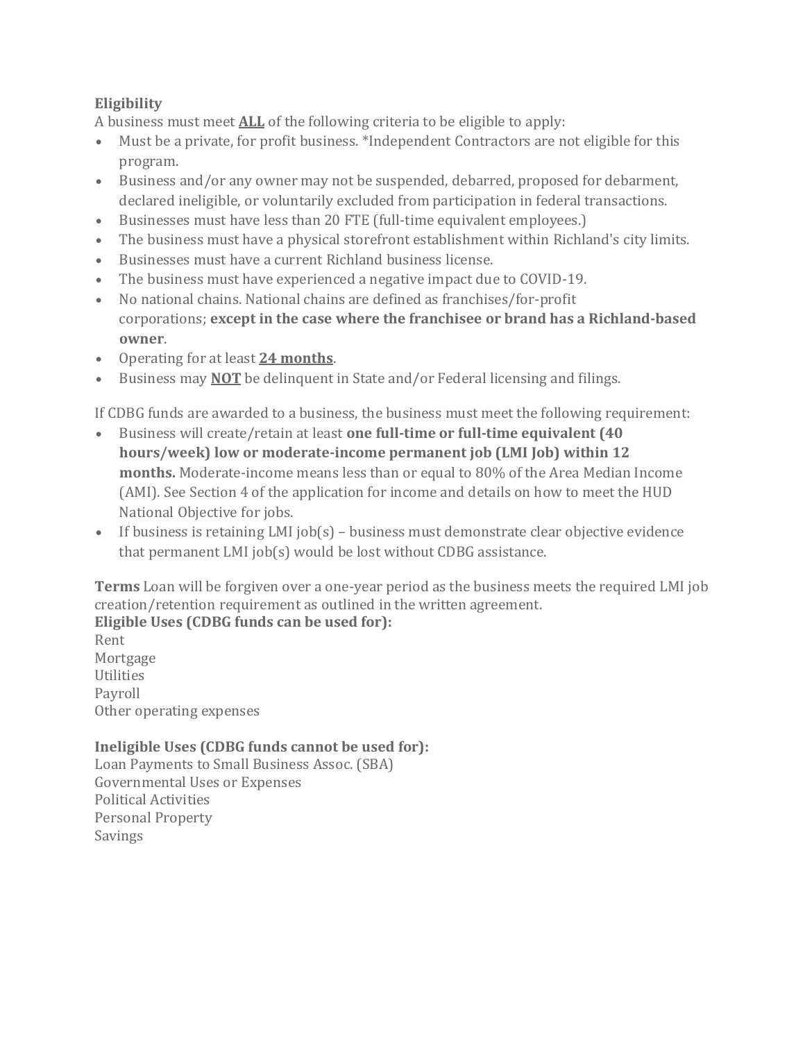**Eligibility**

A business must meet **<u>ALL</u>** of the following criteria to be eligible to apply:

- Must be a private, for profit business. *Independent Contractors are not eligible for this program.
- Business and/or any owner may not be suspended, debarred, proposed for debarment, declared ineligible, or voluntarily excluded from participation in federal transactions.
- Businesses must have less than 20 FTE (full-time equivalent employees.)
- The business must have a physical storefront establishment within Richland's city limits.
- Businesses must have a current Richland business license.
- The business must have experienced a negative impact due to COVID-19.
- No national chains. National chains are defined as franchises/for-profit corporations; **except in the case where the franchisee or brand has a Richland-based owner**.
- Operating for at least **<u>24 months</u>**.
- Business may **<u>NOT</u>** be delinquent in State and/or Federal licensing and filings.

If CDBG funds are awarded to a business, the business must meet the following requirement:

- Business will create/retain at least **one full-time or full-time equivalent (40 hours/week) low or moderate-income permanent job (LMI Job) within 12 months.** Moderate-income means less than or equal to 80% of the Area Median Income (AMI). See Section 4 of the application for income and details on how to meet the HUD National Objective for jobs.
- If business is retaining LMI job(s) – business must demonstrate clear objective evidence that permanent LMI job(s) would be lost without CDBG assistance.

**Terms** Loan will be forgiven over a one-year period as the business meets the required LMI job creation/retention requirement as outlined in the written agreement.

**Eligible Uses (CDBG funds can be used for):**

Rent
Mortgage
Utilities
Payroll
Other operating expenses

**Ineligible Uses (CDBG funds cannot be used for):**

Loan Payments to Small Business Assoc. (SBA)
Governmental Uses or Expenses
Political Activities
Personal Property
Savings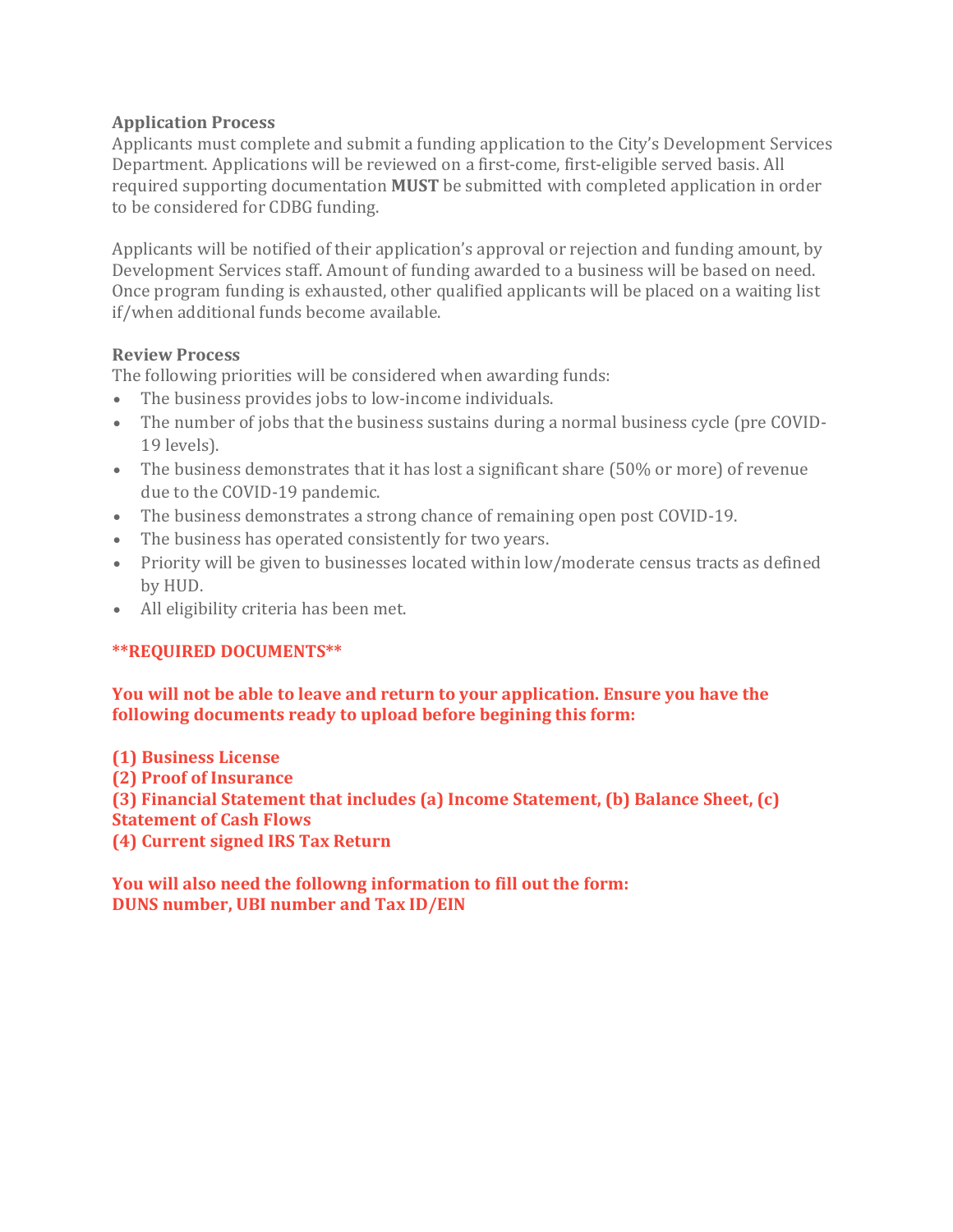### Application Process

Applicants must complete and submit a funding application to the City's Development Services Department. Applications will be reviewed on a first-come, first-eligible served basis. All required supporting documentation **MUST** be submitted with completed application in order to be considered for CDBG funding.

Applicants will be notified of their application's approval or rejection and funding amount, by Development Services staff. Amount of funding awarded to a business will be based on need. Once program funding is exhausted, other qualified applicants will be placed on a waiting list if/when additional funds become available.

### Review Process

The following priorities will be considered when awarding funds:

- The business provides jobs to low-income individuals.
- The number of jobs that the business sustains during a normal business cycle (pre COVID-19 levels).
- The business demonstrates that it has lost a significant share (50% or more) of revenue due to the COVID-19 pandemic.
- The business demonstrates a strong chance of remaining open post COVID-19.
- The business has operated consistently for two years.
- Priority will be given to businesses located within low/moderate census tracts as defined by HUD.
- All eligibility criteria has been met.

**\*\*REQUIRED DOCUMENTS\*\***

**You will not be able to leave and return to your application. Ensure you have the following documents ready to upload before begining this form:**

**(1) Business License**
**(2) Proof of Insurance**
**(3) Financial Statement that includes (a) Income Statement, (b) Balance Sheet, (c) Statement of Cash Flows**
**(4) Current signed IRS Tax Return**

**You will also need the followng information to fill out the form:**
**DUNS number, UBI number and Tax ID/EIN**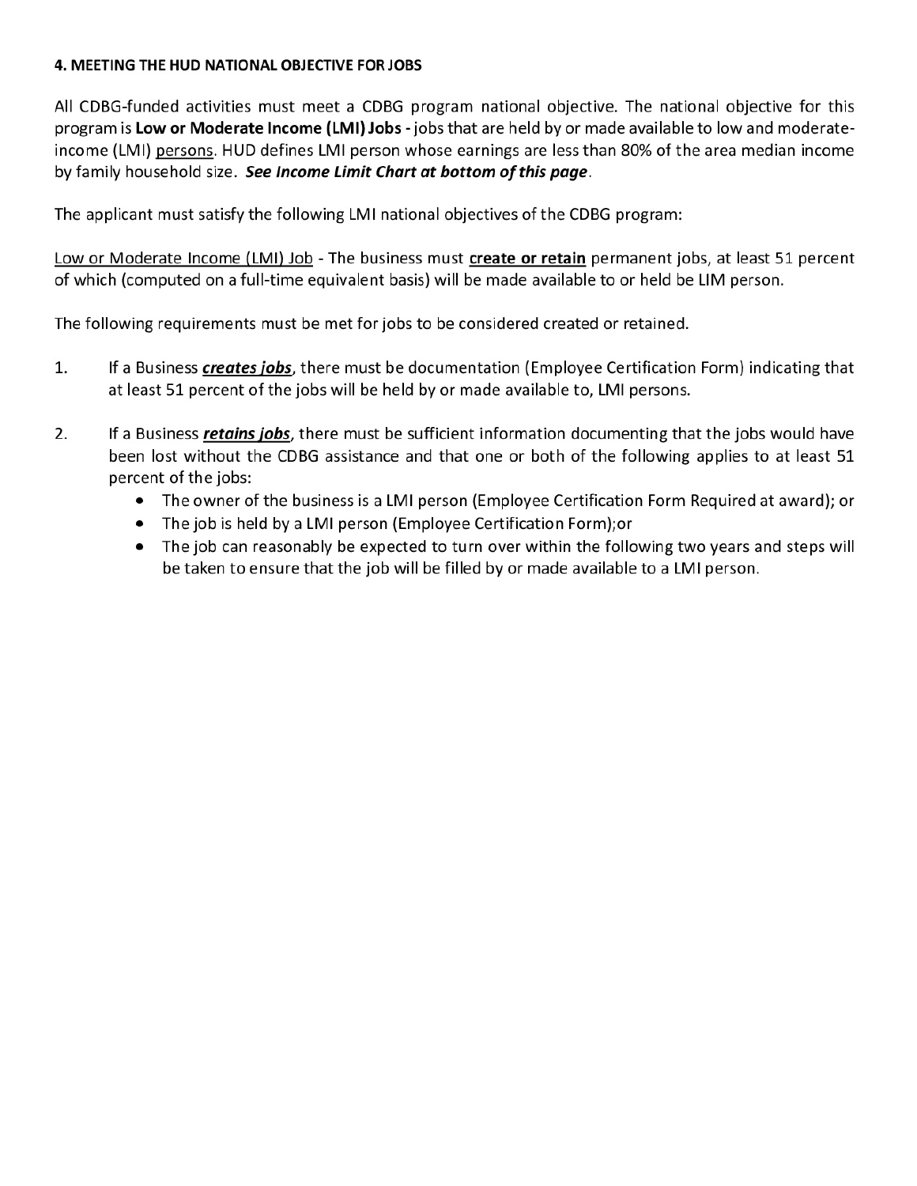**4. MEETING THE HUD NATIONAL OBJECTIVE FOR JOBS**

All CDBG-funded activities must meet a CDBG program national objective. The national objective for this program is **Low or Moderate Income (LMI) Jobs -** jobs that are held by or made available to low and moderate-income (LMI) persons. HUD defines LMI person whose earnings are less than 80% of the area median income by family household size. ***See Income Limit Chart at bottom of this page***.

The applicant must satisfy the following LMI national objectives of the CDBG program:

Low or Moderate Income (LMI) Job - The business must **create or retain** permanent jobs, at least 51 percent of which (computed on a full-time equivalent basis) will be made available to or held be LIM person.

The following requirements must be met for jobs to be considered created or retained.

1. If a Business ***creates jobs***, there must be documentation (Employee Certification Form) indicating that at least 51 percent of the jobs will be held by or made available to, LMI persons.

2. If a Business ***retains jobs***, there must be sufficient information documenting that the jobs would have been lost without the CDBG assistance and that one or both of the following applies to at least 51 percent of the jobs:
   - The owner of the business is a LMI person (Employee Certification Form Required at award); or
   - The job is held by a LMI person (Employee Certification Form);or
   - The job can reasonably be expected to turn over within the following two years and steps will be taken to ensure that the job will be filled by or made available to a LMI person.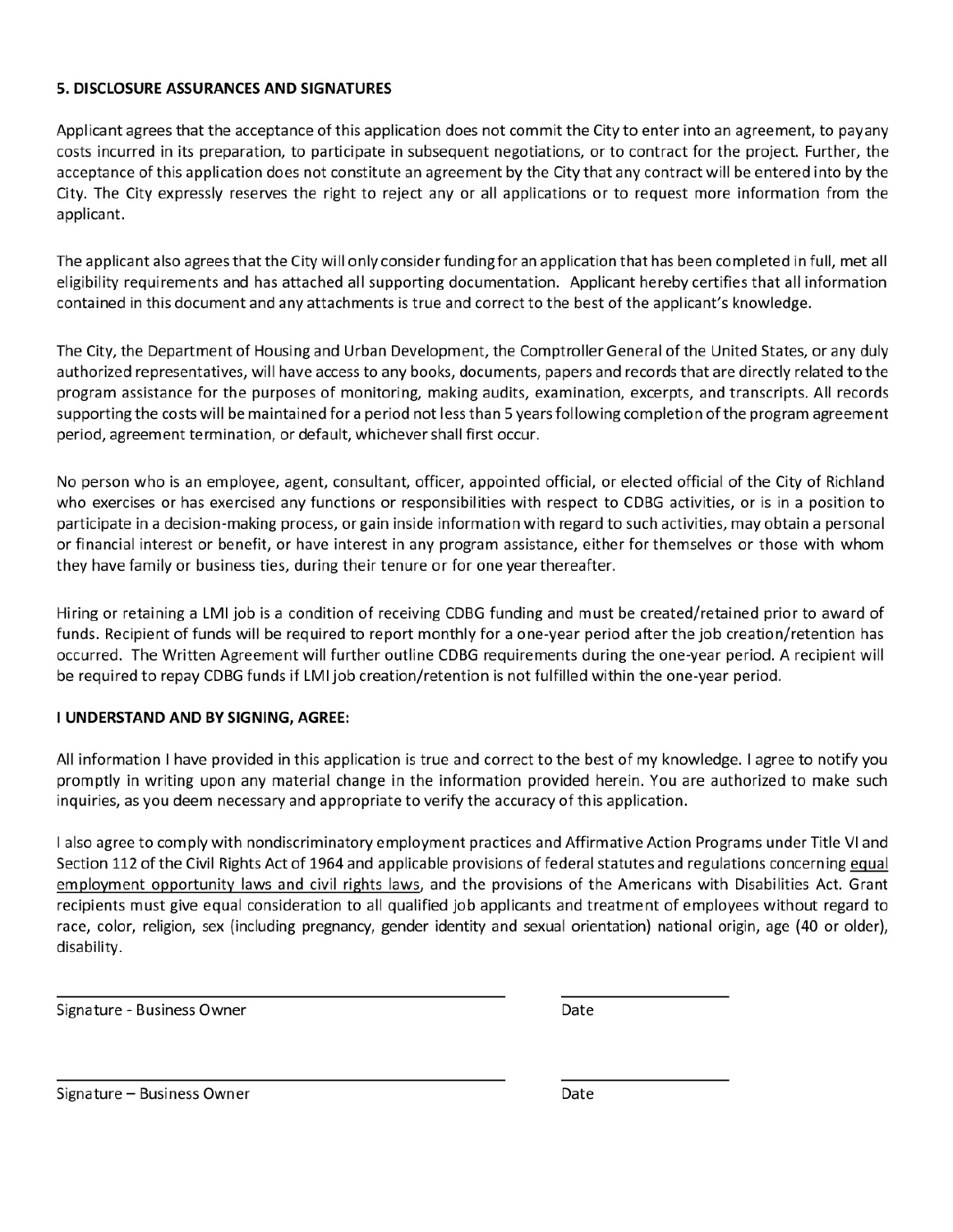**5. DISCLOSURE ASSURANCES AND SIGNATURES**

Applicant agrees that the acceptance of this application does not commit the City to enter into an agreement, to payany costs incurred in its preparation, to participate in subsequent negotiations, or to contract for the project. Further, the acceptance of this application does not constitute an agreement by the City that any contract will be entered into by the City. The City expressly reserves the right to reject any or all applications or to request more information from the applicant.

The applicant also agrees that the City will only consider funding for an application that has been completed in full, met all eligibility requirements and has attached all supporting documentation. Applicant hereby certifies that all information contained in this document and any attachments is true and correct to the best of the applicant's knowledge.

The City, the Department of Housing and Urban Development, the Comptroller General of the United States, or any duly authorized representatives, will have access to any books, documents, papers and records that are directly related to the program assistance for the purposes of monitoring, making audits, examination, excerpts, and transcripts. All records supporting the costs will be maintained for a period not less than 5 years following completion of the program agreement period, agreement termination, or default, whichever shall first occur.

No person who is an employee, agent, consultant, officer, appointed official, or elected official of the City of Richland who exercises or has exercised any functions or responsibilities with respect to CDBG activities, or is in a position to participate in a decision-making process, or gain inside information with regard to such activities, may obtain a personal or financial interest or benefit, or have interest in any program assistance, either for themselves or those with whom they have family or business ties, during their tenure or for one year thereafter.

Hiring or retaining a LMI job is a condition of receiving CDBG funding and must be created/retained prior to award of funds. Recipient of funds will be required to report monthly for a one-year period after the job creation/retention has occurred. The Written Agreement will further outline CDBG requirements during the one-year period. A recipient will be required to repay CDBG funds if LMI job creation/retention is not fulfilled within the one-year period.

**I UNDERSTAND AND BY SIGNING, AGREE:**

All information I have provided in this application is true and correct to the best of my knowledge. I agree to notify you promptly in writing upon any material change in the information provided herein. You are authorized to make such inquiries, as you deem necessary and appropriate to verify the accuracy of this application.

I also agree to comply with nondiscriminatory employment practices and Affirmative Action Programs under Title VI and Section 112 of the Civil Rights Act of 1964 and applicable provisions of federal statutes and regulations concerning equal employment opportunity laws and civil rights laws, and the provisions of the Americans with Disabilities Act. Grant recipients must give equal consideration to all qualified job applicants and treatment of employees without regard to race, color, religion, sex (including pregnancy, gender identity and sexual orientation) national origin, age (40 or older), disability.

\_\_\_\_\_\_\_\_\_\_\_\_\_\_\_\_\_\_\_\_\_\_\_\_\_\_\_\_\_\_\_\_\_\_\_\_\_\_\_\_ \_\_\_\_\_\_\_\_\_\_\_\_\_\_\_\_\_\_\_\_

Signature - Business Owner Date

\_\_\_\_\_\_\_\_\_\_\_\_\_\_\_\_\_\_\_\_\_\_\_\_\_\_\_\_\_\_\_\_\_\_\_\_\_\_\_\_ \_\_\_\_\_\_\_\_\_\_\_\_\_\_\_\_\_\_\_\_

Signature – Business Owner Date